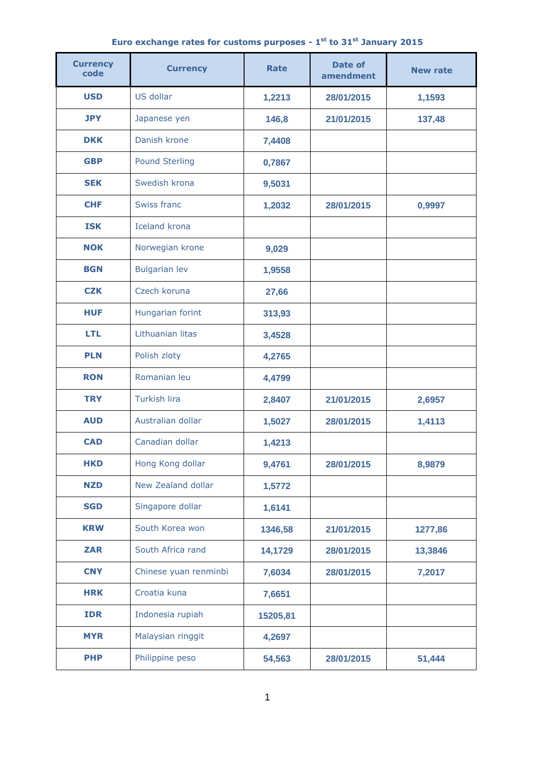# Euro exchange rates for customs purposes - 1st to 31st January 2015

| Currency code | Currency | Rate | Date of amendment | New rate |
|---|---|---|---|---|
| USD | US dollar | 1,2213 | 28/01/2015 | 1,1593 |
| JPY | Japanese yen | 146,8 | 21/01/2015 | 137,48 |
| DKK | Danish krone | 7,4408 | | |
| GBP | Pound Sterling | 0,7867 | | |
| SEK | Swedish krona | 9,5031 | | |
| CHF | Swiss franc | 1,2032 | 28/01/2015 | 0,9997 |
| ISK | Iceland krona | | | |
| NOK | Norwegian krone | 9,029 | | |
| BGN | Bulgarian lev | 1,9558 | | |
| CZK | Czech koruna | 27,66 | | |
| HUF | Hungarian forint | 313,93 | | |
| LTL | Lithuanian litas | 3,4528 | | |
| PLN | Polish zloty | 4,2765 | | |
| RON | Romanian leu | 4,4799 | | |
| TRY | Turkish lira | 2,8407 | 21/01/2015 | 2,6957 |
| AUD | Australian dollar | 1,5027 | 28/01/2015 | 1,4113 |
| CAD | Canadian dollar | 1,4213 | | |
| HKD | Hong Kong dollar | 9,4761 | 28/01/2015 | 8,9879 |
| NZD | New Zealand dollar | 1,5772 | | |
| SGD | Singapore dollar | 1,6141 | | |
| KRW | South Korea won | 1346,58 | 21/01/2015 | 1277,86 |
| ZAR | South Africa rand | 14,1729 | 28/01/2015 | 13,3846 |
| CNY | Chinese yuan renminbi | 7,6034 | 28/01/2015 | 7,2017 |
| HRK | Croatia kuna | 7,6651 | | |
| IDR | Indonesia rupiah | 15205,81 | | |
| MYR | Malaysian ringgit | 4,2697 | | |
| PHP | Philippine peso | 54,563 | 28/01/2015 | 51,444 |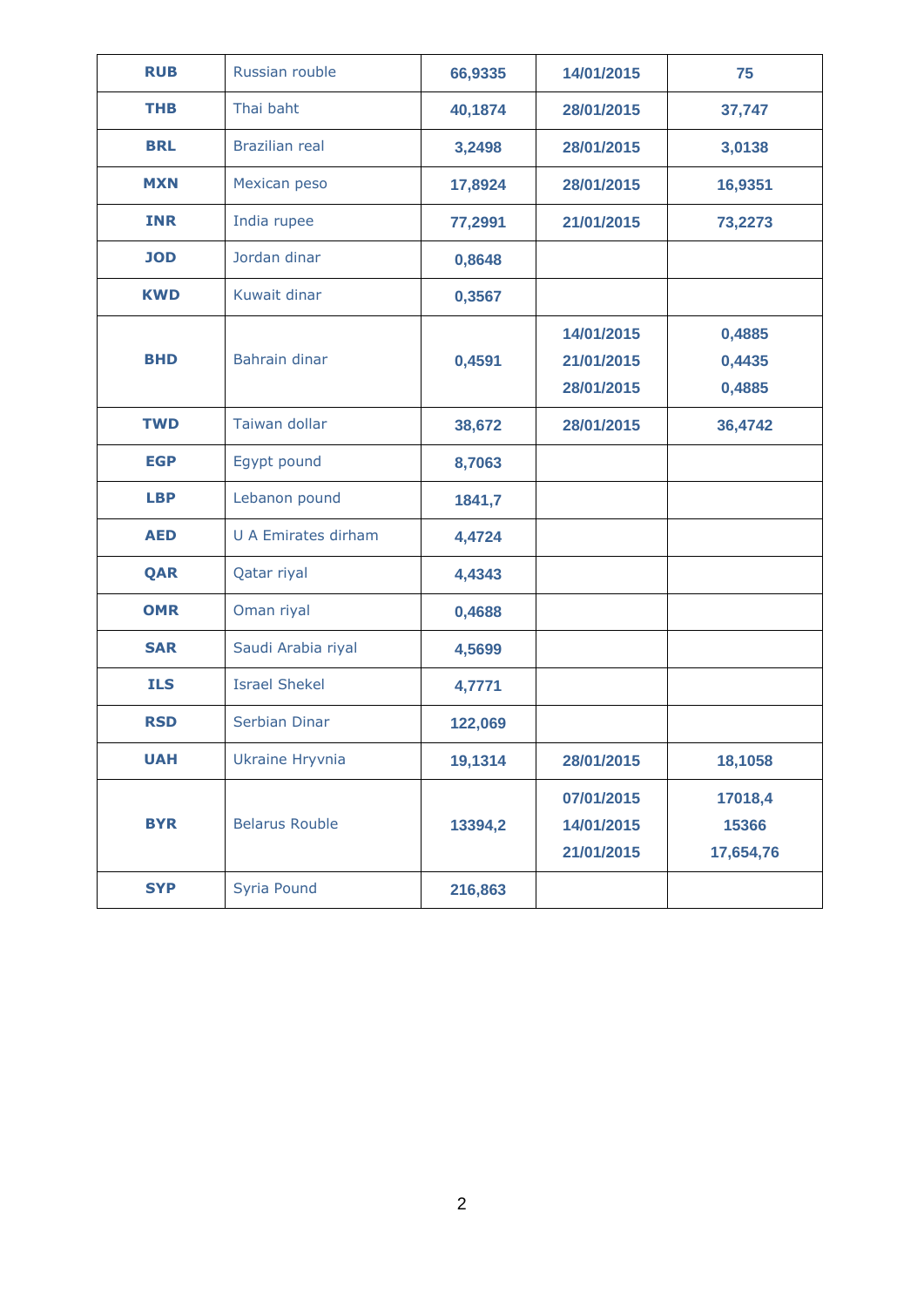| | | | | |
|---|---|---|---|---|
| **RUB** | Russian rouble | **66,9335** | **14/01/2015** | **75** |
| **THB** | Thai baht | **40,1874** | **28/01/2015** | **37,747** |
| **BRL** | Brazilian real | **3,2498** | **28/01/2015** | **3,0138** |
| **MXN** | Mexican peso | **17,8924** | **28/01/2015** | **16,9351** |
| **INR** | India rupee | **77,2991** | **21/01/2015** | **73,2273** |
| **JOD** | Jordan dinar | **0,8648** | | |
| **KWD** | Kuwait dinar | **0,3567** | | |
| **BHD** | Bahrain dinar | **0,4591** | **14/01/2015**<br>**21/01/2015**<br>**28/01/2015** | **0,4885**<br>**0,4435**<br>**0,4885** |
| **TWD** | Taiwan dollar | **38,672** | **28/01/2015** | **36,4742** |
| **EGP** | Egypt pound | **8,7063** | | |
| **LBP** | Lebanon pound | **1841,7** | | |
| **AED** | U A Emirates dirham | **4,4724** | | |
| **QAR** | Qatar riyal | **4,4343** | | |
| **OMR** | Oman riyal | **0,4688** | | |
| **SAR** | Saudi Arabia riyal | **4,5699** | | |
| **ILS** | Israel Shekel | **4,7771** | | |
| **RSD** | Serbian Dinar | **122,069** | | |
| **UAH** | Ukraine Hryvnia | **19,1314** | **28/01/2015** | **18,1058** |
| **BYR** | Belarus Rouble | **13394,2** | **07/01/2015**<br>**14/01/2015**<br>**21/01/2015** | **17018,4**<br>**15366**<br>**17,654,76** |
| **SYP** | Syria Pound | **216,863** | | |